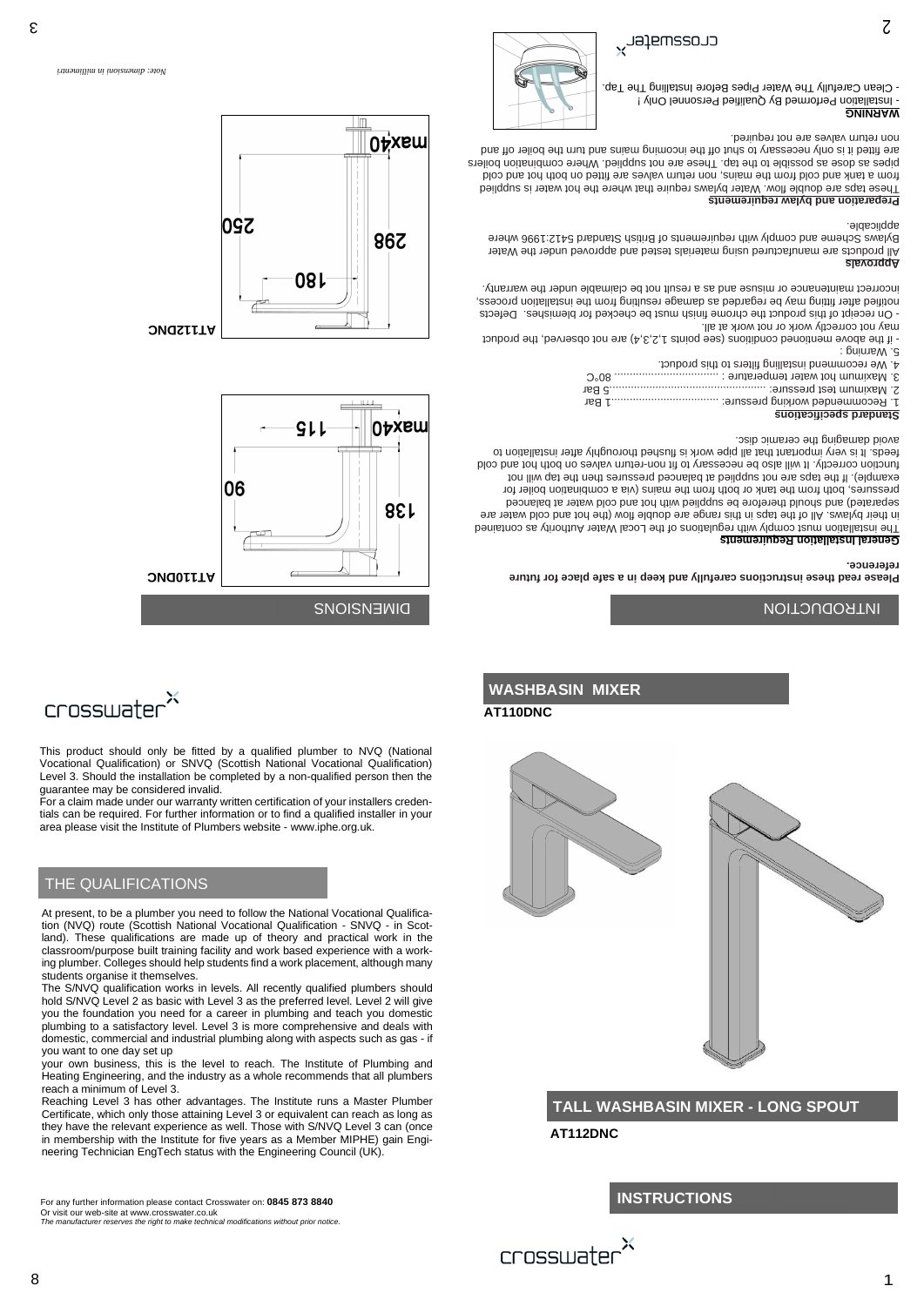## INTRODUCTION

**Please read these instructions carefully and keep in a safe place for future reference.**

**General Installation Requirements**

The installation must comply with regulations of the Local Water Authority as contained in their bylaws. All of the taps in this range are double flow (the hot and cold water are separated) and should therefore be supplied with hot and cold water at balanced pressures, both from the tank or both from the mains (via a combination boiler for example). If the taps are not supplied at balanced pressures then the tap will not function correctly. It will also be necessary to fit non-return valves on both hot and cold feeds. It is very important that all pipe work is flushed thoroughly after installation to avoid damaging the ceramic disc.

**Standard specifications**

1. Recommended working pressure: ..................................1 Bar
2. Maximum test pressure: ..................................................5 Bar
3. Maximum hot water temperature : ...............................80°C
4. We recommend installing filters to this product.
5. Warning :

- If the above mentioned conditions (see points 1,2,3,4) are not observed, the product may not correctly work or not work at all.
- On receipt of this product the chrome finish must be checked for blemishes. Defects notified after fitting may be regarded as damage resulting from the installation process, incorrect maintenance or misuse and as a result not be claimable under the warranty.

**Approvals**

All products are manufactured using materials tested and approved under the Water Bylaws Scheme and comply with requirements of British Standard S412:1996 where applicable.

**Preparation and bylaw requirements**

These taps are double flow. Water bylaws require that where the hot water is supplied from a tank and cold from the mains, non return valves are fitted on both hot and cold pipes as close as possible to the tap. These are not supplied. Where combination boilers are fitted it is only necessary to shut off the incoming mains and turn the boiler off and non return valves are not required.

**WARNING**

- Installation Performed By Qualified Personnel Only !
- Clean Carefully The Water Pipes Before Installing The Tap.

## DIMENSIONS

**AT110DNC**

138, 90, 115, max40

**AT112DNC**

298, 250, 180, max40

*Note: dimensioni in millimetri*

This product should only be fitted by a qualified plumber to NVQ (National Vocational Qualification) or SNVQ (Scottish National Vocational Qualification) Level 3. Should the installation be completed by a non-qualified person then the guarantee may be considered invalid.

For a claim made under our warranty written certification of your installers credentials can be required. For further information or to find a qualified installer in your area please visit the Institute of Plumbers website - www.iphe.org.uk.

## THE QUALIFICATIONS

At present, to be a plumber you need to follow the National Vocational Qualification (NVQ) route (Scottish National Vocational Qualification - SNVQ - in Scotland). These qualifications are made up of theory and practical work in the classroom/purpose built training facility and work based experience with a working plumber. Colleges should help students find a work placement, although many students organise it themselves.

The S/NVQ qualification works in levels. All recently qualified plumbers should hold S/NVQ Level 2 as basic with Level 3 as the preferred level. Level 2 will give you the foundation you need for a career in plumbing and teach you domestic plumbing to a satisfactory level. Level 3 is more comprehensive and deals with domestic, commercial and industrial plumbing along with aspects such as gas - if you want to one day set up your own business, this is the level to reach. The Institute of Plumbing and Heating Engineering, and the industry as a whole recommends that all plumbers reach a minimum of Level 3.

Reaching Level 3 has other advantages. The Institute runs a Master Plumber Certificate, which only those attaining Level 3 or equivalent can reach as long as they have the relevant experience as well. Those with S/NVQ Level 3 can (once in membership with the Institute for five years as a Member MIPHE) gain Engineering Technician EngTech status with the Engineering Council (UK).

For any further information please contact Crosswater on: **0845 873 8840**
Or visit our web-site at www.crosswater.co.uk
*The manufacturer reserves the right to make technical modifications without prior notice.*

## WASHBASIN MIXER

**AT110DNC**

## TALL WASHBASIN MIXER - LONG SPOUT

**AT112DNC**

## INSTRUCTIONS

crosswater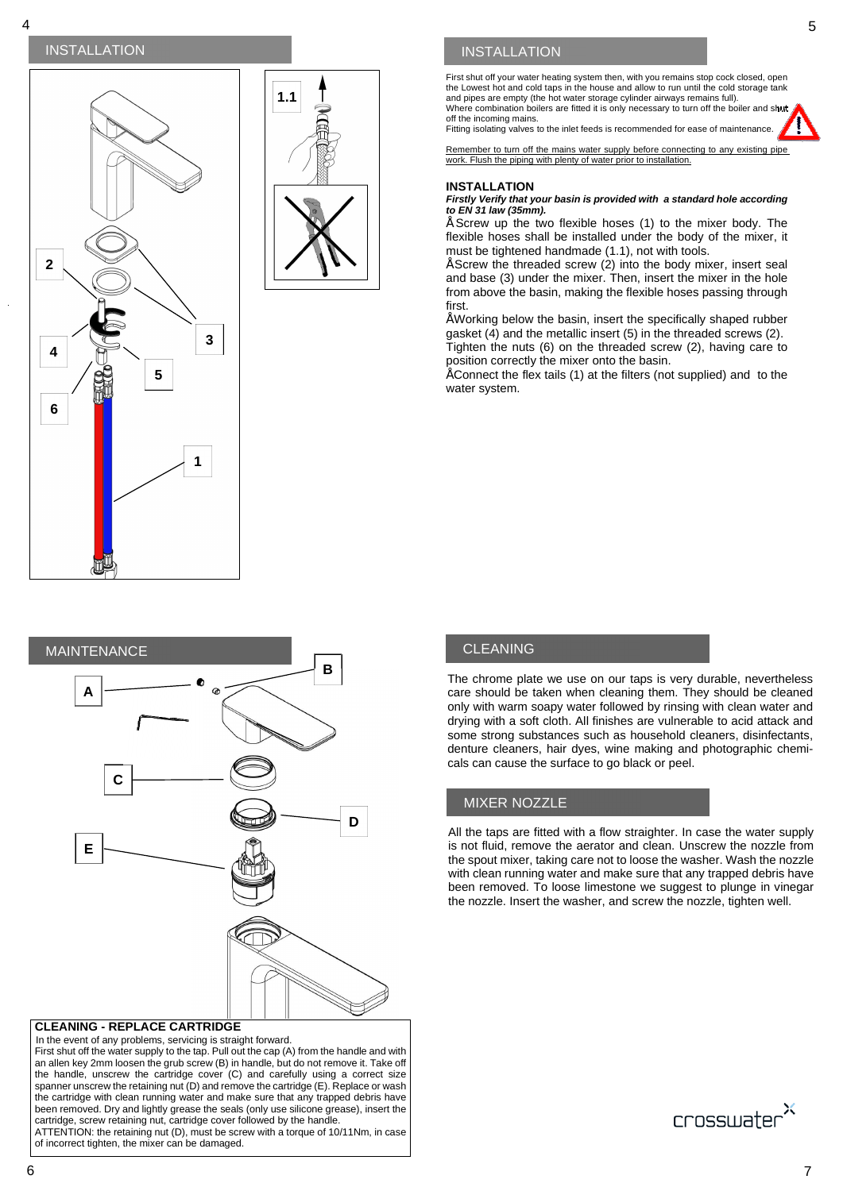## INSTALLATION

2

4

6

1

3

5

1.1

## INSTALLATION

First shut off your water heating system then, with you remains stop cock closed, open the Lowest hot and cold taps in the house and allow to run until the cold storage tank and pipes are empty (the hot water storage cylinder airways remains full).
Where combination boilers are fitted it is only necessary to turn off the boiler and shut off the incoming mains.
Fitting isolating valves to the inlet feeds is recommended for ease of maintenance.

Remember to turn off the mains water supply before connecting to any existing pipe work. Flush the piping with plenty of water prior to installation.

### INSTALLATION

***Firstly Verify that your basin is provided with a standard hole according to EN 31 law (35mm).***

ÅScrew up the two flexible hoses (1) to the mixer body. The flexible hoses shall be installed under the body of the mixer, it must be tightened handmade (1.1), not with tools.
ÅScrew the threaded screw (2) into the body mixer, insert seal and base (3) under the mixer. Then, insert the mixer in the hole from above the basin, making the flexible hoses passing through first.
ÅWorking below the basin, insert the specifically shaped rubber gasket (4) and the metallic insert (5) in the threaded screws (2).
Tighten the nuts (6) on the threaded screw (2), having care to position correctly the mixer onto the basin.
ÅConnect the flex tails (1) at the filters (not supplied) and to the water system.

## MAINTENANCE

A

B

C

D

E

### CLEANING - REPLACE CARTRIDGE

In the event of any problems, servicing is straight forward.
First shut off the water supply to the tap. Pull out the cap (A) from the handle and with an allen key 2mm loosen the grub screw (B) in handle, but do not remove it. Take off the handle, unscrew the cartridge cover (C) and carefully using a correct size spanner unscrew the retaining nut (D) and remove the cartridge (E). Replace or wash the cartridge with clean running water and make sure that any trapped debris have been removed. Dry and lightly grease the seals (only use silicone grease), insert the cartridge, screw retaining nut, cartridge cover followed by the handle.
ATTENTION: the retaining nut (D), must be screw with a torque of 10/11Nm, in case of incorrect tighten, the mixer can be damaged.

## CLEANING

The chrome plate we use on our taps is very durable, nevertheless care should be taken when cleaning them. They should be cleaned only with warm soapy water followed by rinsing with clean water and drying with a soft cloth. All finishes are vulnerable to acid attack and some strong substances such as household cleaners, denture cleaners, hair dyes, wine making and photographic chemicals can cause the surface to go black or peel.

## MIXER NOZZLE

All the taps are fitted with a flow straighter. In case the water supply is not fluid, remove the aerator and clean. Unscrew the nozzle from the spout mixer, taking care not to loose the washer. Wash the nozzle with clean running water and make sure that any trapped debris have been removed. To loose limestone we suggest to plunge in vinegar the nozzle. Insert the washer, and screw the nozzle, tighten well.

crosswater